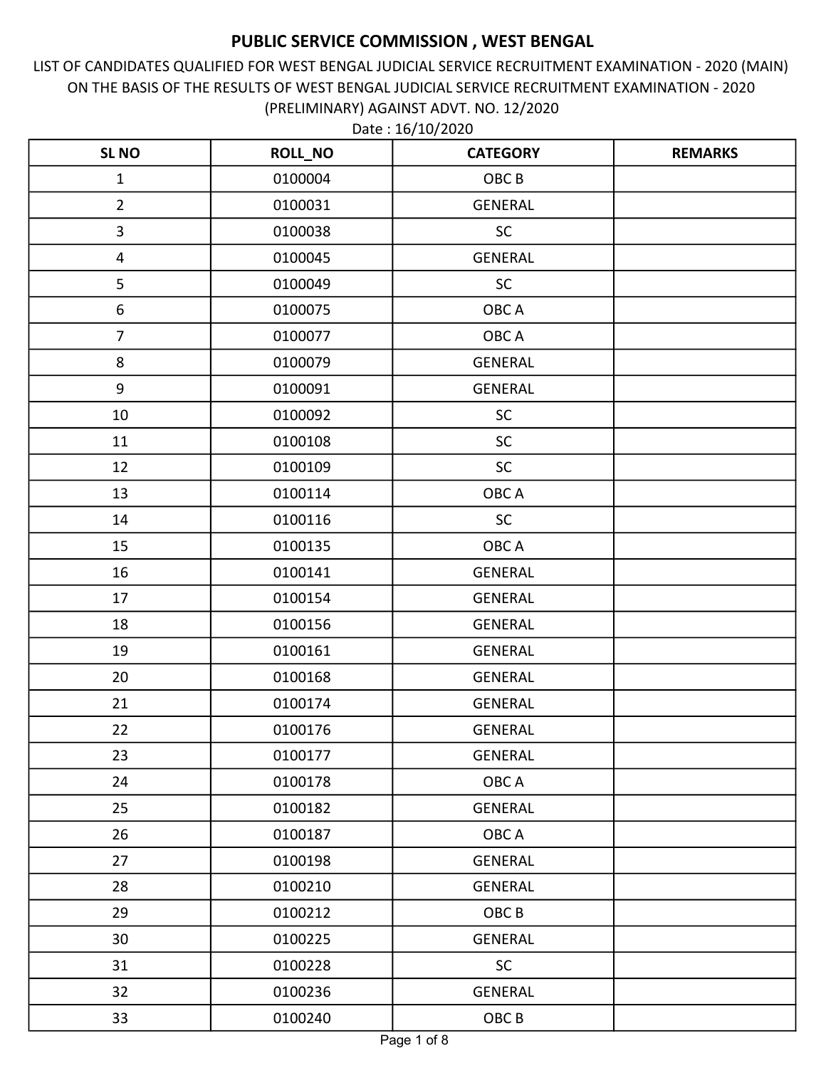# PUBLIC SERVICE COMMISSION , WEST BENGAL

LIST OF CANDIDATES QUALIFIED FOR WEST BENGAL JUDICIAL SERVICE RECRUITMENT EXAMINATION - 2020 (MAIN) ON THE BASIS OF THE RESULTS OF WEST BENGAL JUDICIAL SERVICE RECRUITMENT EXAMINATION - 2020 (PRELIMINARY) AGAINST ADVT. NO. 12/2020

Date : 16/10/2020

| SL NO | ROLL_NO | CATEGORY | REMARKS |
|---|---|---|---|
| 1 | 0100004 | OBC B | |
| 2 | 0100031 | GENERAL | |
| 3 | 0100038 | SC | |
| 4 | 0100045 | GENERAL | |
| 5 | 0100049 | SC | |
| 6 | 0100075 | OBC A | |
| 7 | 0100077 | OBC A | |
| 8 | 0100079 | GENERAL | |
| 9 | 0100091 | GENERAL | |
| 10 | 0100092 | SC | |
| 11 | 0100108 | SC | |
| 12 | 0100109 | SC | |
| 13 | 0100114 | OBC A | |
| 14 | 0100116 | SC | |
| 15 | 0100135 | OBC A | |
| 16 | 0100141 | GENERAL | |
| 17 | 0100154 | GENERAL | |
| 18 | 0100156 | GENERAL | |
| 19 | 0100161 | GENERAL | |
| 20 | 0100168 | GENERAL | |
| 21 | 0100174 | GENERAL | |
| 22 | 0100176 | GENERAL | |
| 23 | 0100177 | GENERAL | |
| 24 | 0100178 | OBC A | |
| 25 | 0100182 | GENERAL | |
| 26 | 0100187 | OBC A | |
| 27 | 0100198 | GENERAL | |
| 28 | 0100210 | GENERAL | |
| 29 | 0100212 | OBC B | |
| 30 | 0100225 | GENERAL | |
| 31 | 0100228 | SC | |
| 32 | 0100236 | GENERAL | |
| 33 | 0100240 | OBC B | |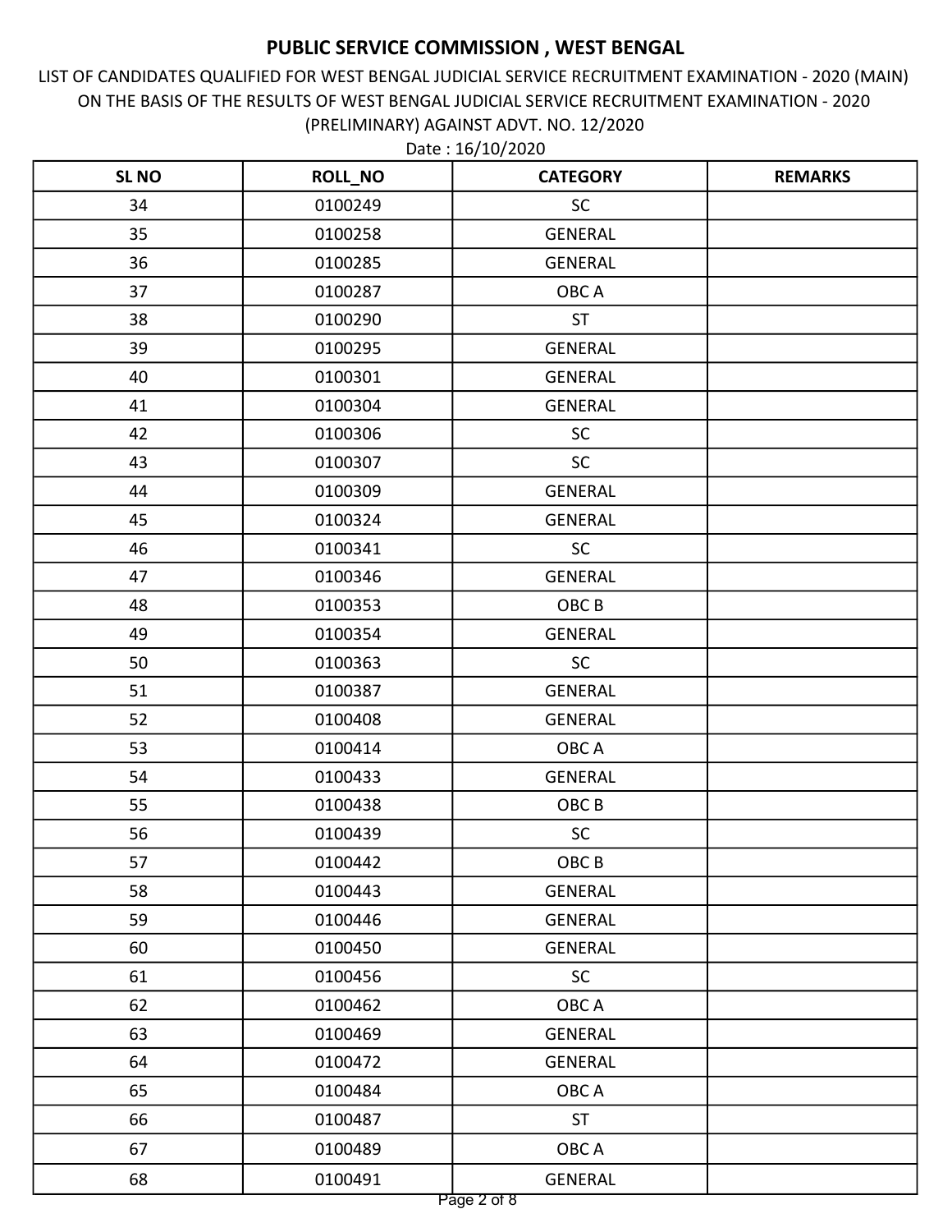# PUBLIC SERVICE COMMISSION , WEST BENGAL

LIST OF CANDIDATES QUALIFIED FOR WEST BENGAL JUDICIAL SERVICE RECRUITMENT EXAMINATION - 2020 (MAIN) ON THE BASIS OF THE RESULTS OF WEST BENGAL JUDICIAL SERVICE RECRUITMENT EXAMINATION - 2020 (PRELIMINARY) AGAINST ADVT. NO. 12/2020

Date : 16/10/2020

| SL NO | ROLL_NO | CATEGORY | REMARKS |
|---|---|---|---|
| 34 | 0100249 | SC | |
| 35 | 0100258 | GENERAL | |
| 36 | 0100285 | GENERAL | |
| 37 | 0100287 | OBC A | |
| 38 | 0100290 | ST | |
| 39 | 0100295 | GENERAL | |
| 40 | 0100301 | GENERAL | |
| 41 | 0100304 | GENERAL | |
| 42 | 0100306 | SC | |
| 43 | 0100307 | SC | |
| 44 | 0100309 | GENERAL | |
| 45 | 0100324 | GENERAL | |
| 46 | 0100341 | SC | |
| 47 | 0100346 | GENERAL | |
| 48 | 0100353 | OBC B | |
| 49 | 0100354 | GENERAL | |
| 50 | 0100363 | SC | |
| 51 | 0100387 | GENERAL | |
| 52 | 0100408 | GENERAL | |
| 53 | 0100414 | OBC A | |
| 54 | 0100433 | GENERAL | |
| 55 | 0100438 | OBC B | |
| 56 | 0100439 | SC | |
| 57 | 0100442 | OBC B | |
| 58 | 0100443 | GENERAL | |
| 59 | 0100446 | GENERAL | |
| 60 | 0100450 | GENERAL | |
| 61 | 0100456 | SC | |
| 62 | 0100462 | OBC A | |
| 63 | 0100469 | GENERAL | |
| 64 | 0100472 | GENERAL | |
| 65 | 0100484 | OBC A | |
| 66 | 0100487 | ST | |
| 67 | 0100489 | OBC A | |
| 68 | 0100491 | GENERAL | |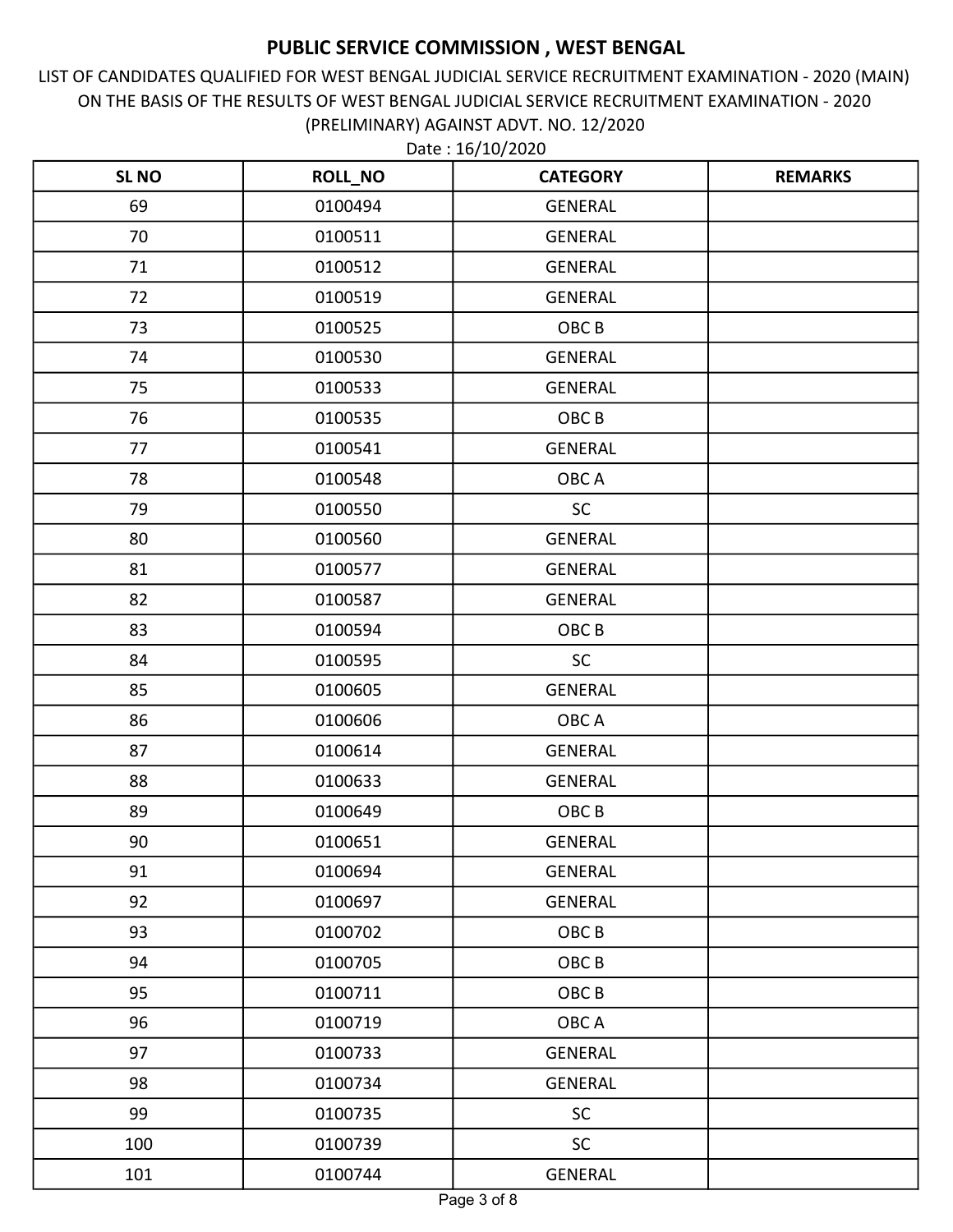# PUBLIC SERVICE COMMISSION , WEST BENGAL

LIST OF CANDIDATES QUALIFIED FOR WEST BENGAL JUDICIAL SERVICE RECRUITMENT EXAMINATION - 2020 (MAIN) ON THE BASIS OF THE RESULTS OF WEST BENGAL JUDICIAL SERVICE RECRUITMENT EXAMINATION - 2020 (PRELIMINARY) AGAINST ADVT. NO. 12/2020

Date : 16/10/2020

| SL NO | ROLL_NO | CATEGORY | REMARKS |
|---|---|---|---|
| 69 | 0100494 | GENERAL | |
| 70 | 0100511 | GENERAL | |
| 71 | 0100512 | GENERAL | |
| 72 | 0100519 | GENERAL | |
| 73 | 0100525 | OBC B | |
| 74 | 0100530 | GENERAL | |
| 75 | 0100533 | GENERAL | |
| 76 | 0100535 | OBC B | |
| 77 | 0100541 | GENERAL | |
| 78 | 0100548 | OBC A | |
| 79 | 0100550 | SC | |
| 80 | 0100560 | GENERAL | |
| 81 | 0100577 | GENERAL | |
| 82 | 0100587 | GENERAL | |
| 83 | 0100594 | OBC B | |
| 84 | 0100595 | SC | |
| 85 | 0100605 | GENERAL | |
| 86 | 0100606 | OBC A | |
| 87 | 0100614 | GENERAL | |
| 88 | 0100633 | GENERAL | |
| 89 | 0100649 | OBC B | |
| 90 | 0100651 | GENERAL | |
| 91 | 0100694 | GENERAL | |
| 92 | 0100697 | GENERAL | |
| 93 | 0100702 | OBC B | |
| 94 | 0100705 | OBC B | |
| 95 | 0100711 | OBC B | |
| 96 | 0100719 | OBC A | |
| 97 | 0100733 | GENERAL | |
| 98 | 0100734 | GENERAL | |
| 99 | 0100735 | SC | |
| 100 | 0100739 | SC | |
| 101 | 0100744 | GENERAL | |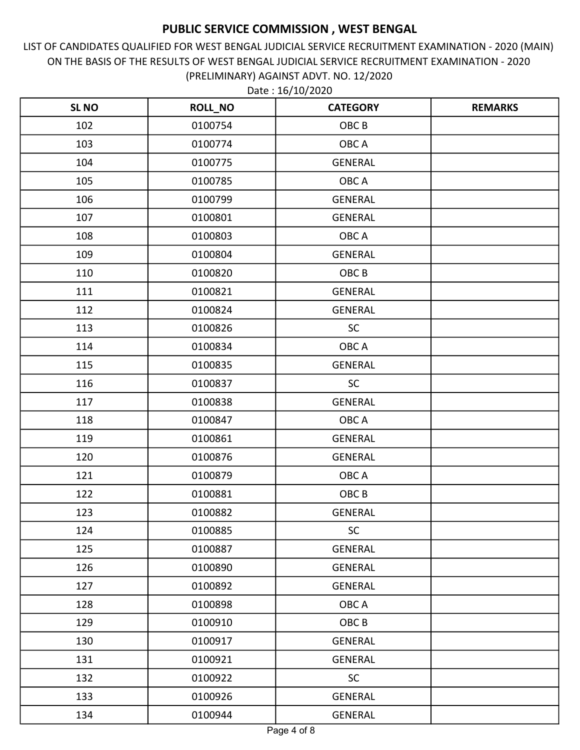# PUBLIC SERVICE COMMISSION , WEST BENGAL

LIST OF CANDIDATES QUALIFIED FOR WEST BENGAL JUDICIAL SERVICE RECRUITMENT EXAMINATION - 2020 (MAIN) ON THE BASIS OF THE RESULTS OF WEST BENGAL JUDICIAL SERVICE RECRUITMENT EXAMINATION - 2020 (PRELIMINARY) AGAINST ADVT. NO. 12/2020

Date : 16/10/2020

| SL NO | ROLL_NO | CATEGORY | REMARKS |
|---|---|---|---|
| 102 | 0100754 | OBC B | |
| 103 | 0100774 | OBC A | |
| 104 | 0100775 | GENERAL | |
| 105 | 0100785 | OBC A | |
| 106 | 0100799 | GENERAL | |
| 107 | 0100801 | GENERAL | |
| 108 | 0100803 | OBC A | |
| 109 | 0100804 | GENERAL | |
| 110 | 0100820 | OBC B | |
| 111 | 0100821 | GENERAL | |
| 112 | 0100824 | GENERAL | |
| 113 | 0100826 | SC | |
| 114 | 0100834 | OBC A | |
| 115 | 0100835 | GENERAL | |
| 116 | 0100837 | SC | |
| 117 | 0100838 | GENERAL | |
| 118 | 0100847 | OBC A | |
| 119 | 0100861 | GENERAL | |
| 120 | 0100876 | GENERAL | |
| 121 | 0100879 | OBC A | |
| 122 | 0100881 | OBC B | |
| 123 | 0100882 | GENERAL | |
| 124 | 0100885 | SC | |
| 125 | 0100887 | GENERAL | |
| 126 | 0100890 | GENERAL | |
| 127 | 0100892 | GENERAL | |
| 128 | 0100898 | OBC A | |
| 129 | 0100910 | OBC B | |
| 130 | 0100917 | GENERAL | |
| 131 | 0100921 | GENERAL | |
| 132 | 0100922 | SC | |
| 133 | 0100926 | GENERAL | |
| 134 | 0100944 | GENERAL | |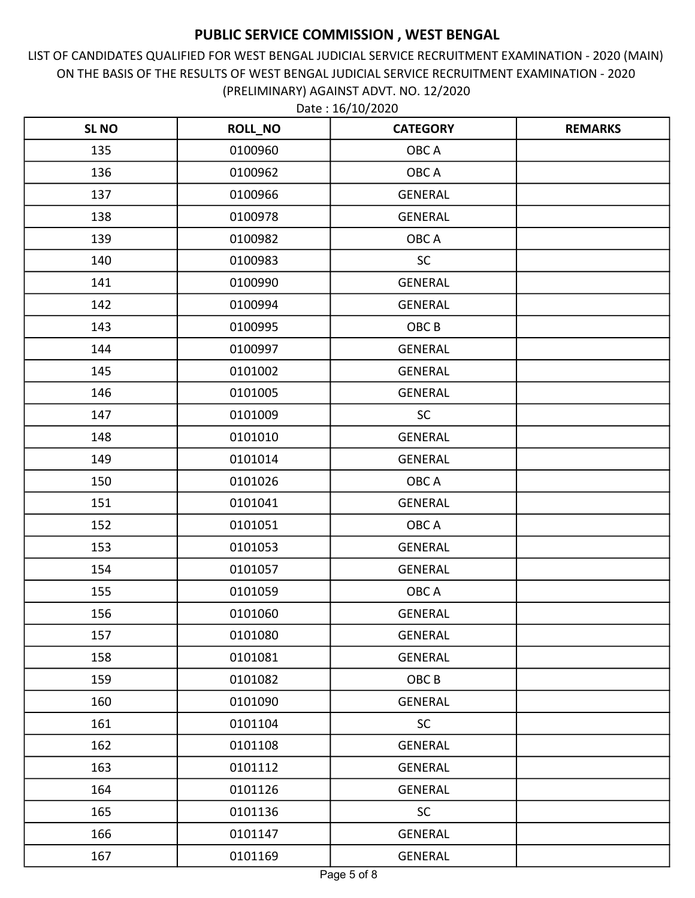# PUBLIC SERVICE COMMISSION , WEST BENGAL

LIST OF CANDIDATES QUALIFIED FOR WEST BENGAL JUDICIAL SERVICE RECRUITMENT EXAMINATION - 2020 (MAIN) ON THE BASIS OF THE RESULTS OF WEST BENGAL JUDICIAL SERVICE RECRUITMENT EXAMINATION - 2020 (PRELIMINARY) AGAINST ADVT. NO. 12/2020

Date : 16/10/2020

| SL NO | ROLL_NO | CATEGORY | REMARKS |
|---|---|---|---|
| 135 | 0100960 | OBC A | |
| 136 | 0100962 | OBC A | |
| 137 | 0100966 | GENERAL | |
| 138 | 0100978 | GENERAL | |
| 139 | 0100982 | OBC A | |
| 140 | 0100983 | SC | |
| 141 | 0100990 | GENERAL | |
| 142 | 0100994 | GENERAL | |
| 143 | 0100995 | OBC B | |
| 144 | 0100997 | GENERAL | |
| 145 | 0101002 | GENERAL | |
| 146 | 0101005 | GENERAL | |
| 147 | 0101009 | SC | |
| 148 | 0101010 | GENERAL | |
| 149 | 0101014 | GENERAL | |
| 150 | 0101026 | OBC A | |
| 151 | 0101041 | GENERAL | |
| 152 | 0101051 | OBC A | |
| 153 | 0101053 | GENERAL | |
| 154 | 0101057 | GENERAL | |
| 155 | 0101059 | OBC A | |
| 156 | 0101060 | GENERAL | |
| 157 | 0101080 | GENERAL | |
| 158 | 0101081 | GENERAL | |
| 159 | 0101082 | OBC B | |
| 160 | 0101090 | GENERAL | |
| 161 | 0101104 | SC | |
| 162 | 0101108 | GENERAL | |
| 163 | 0101112 | GENERAL | |
| 164 | 0101126 | GENERAL | |
| 165 | 0101136 | SC | |
| 166 | 0101147 | GENERAL | |
| 167 | 0101169 | GENERAL | |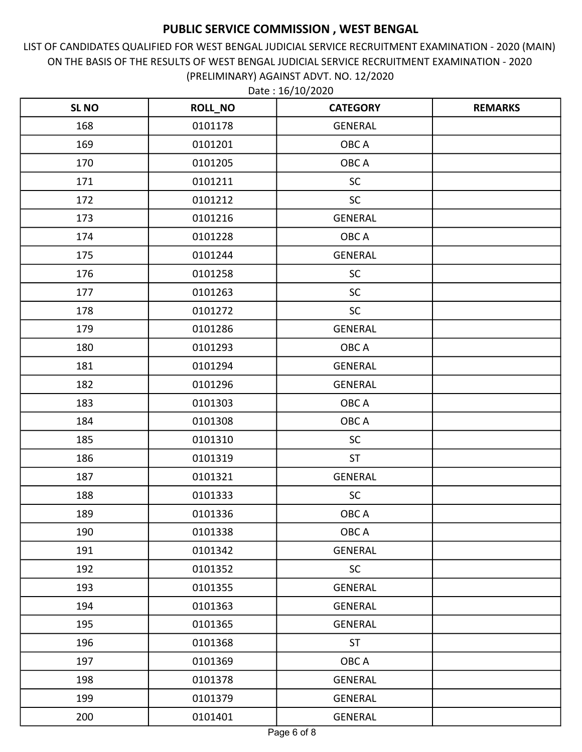# PUBLIC SERVICE COMMISSION , WEST BENGAL

LIST OF CANDIDATES QUALIFIED FOR WEST BENGAL JUDICIAL SERVICE RECRUITMENT EXAMINATION - 2020 (MAIN) ON THE BASIS OF THE RESULTS OF WEST BENGAL JUDICIAL SERVICE RECRUITMENT EXAMINATION - 2020 (PRELIMINARY) AGAINST ADVT. NO. 12/2020

Date : 16/10/2020

| SL NO | ROLL_NO | CATEGORY | REMARKS |
|---|---|---|---|
| 168 | 0101178 | GENERAL | |
| 169 | 0101201 | OBC A | |
| 170 | 0101205 | OBC A | |
| 171 | 0101211 | SC | |
| 172 | 0101212 | SC | |
| 173 | 0101216 | GENERAL | |
| 174 | 0101228 | OBC A | |
| 175 | 0101244 | GENERAL | |
| 176 | 0101258 | SC | |
| 177 | 0101263 | SC | |
| 178 | 0101272 | SC | |
| 179 | 0101286 | GENERAL | |
| 180 | 0101293 | OBC A | |
| 181 | 0101294 | GENERAL | |
| 182 | 0101296 | GENERAL | |
| 183 | 0101303 | OBC A | |
| 184 | 0101308 | OBC A | |
| 185 | 0101310 | SC | |
| 186 | 0101319 | ST | |
| 187 | 0101321 | GENERAL | |
| 188 | 0101333 | SC | |
| 189 | 0101336 | OBC A | |
| 190 | 0101338 | OBC A | |
| 191 | 0101342 | GENERAL | |
| 192 | 0101352 | SC | |
| 193 | 0101355 | GENERAL | |
| 194 | 0101363 | GENERAL | |
| 195 | 0101365 | GENERAL | |
| 196 | 0101368 | ST | |
| 197 | 0101369 | OBC A | |
| 198 | 0101378 | GENERAL | |
| 199 | 0101379 | GENERAL | |
| 200 | 0101401 | GENERAL | |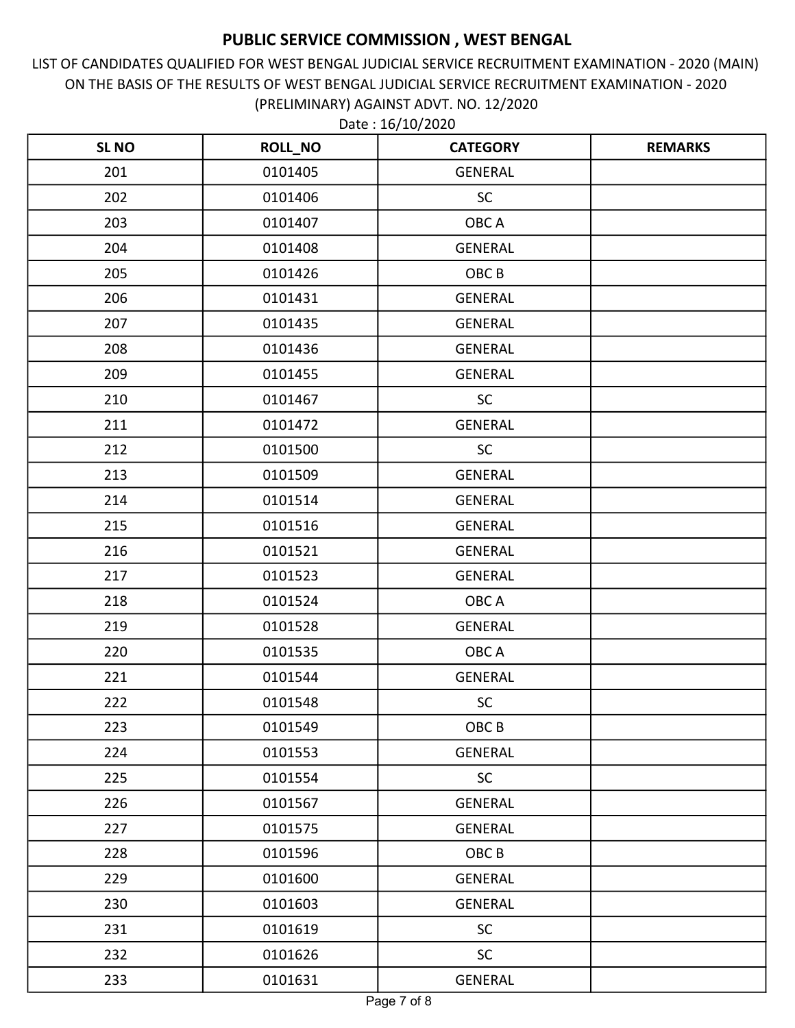# PUBLIC SERVICE COMMISSION , WEST BENGAL

LIST OF CANDIDATES QUALIFIED FOR WEST BENGAL JUDICIAL SERVICE RECRUITMENT EXAMINATION - 2020 (MAIN) ON THE BASIS OF THE RESULTS OF WEST BENGAL JUDICIAL SERVICE RECRUITMENT EXAMINATION - 2020 (PRELIMINARY) AGAINST ADVT. NO. 12/2020

Date : 16/10/2020

| SL NO | ROLL_NO | CATEGORY | REMARKS |
|---|---|---|---|
| 201 | 0101405 | GENERAL | |
| 202 | 0101406 | SC | |
| 203 | 0101407 | OBC A | |
| 204 | 0101408 | GENERAL | |
| 205 | 0101426 | OBC B | |
| 206 | 0101431 | GENERAL | |
| 207 | 0101435 | GENERAL | |
| 208 | 0101436 | GENERAL | |
| 209 | 0101455 | GENERAL | |
| 210 | 0101467 | SC | |
| 211 | 0101472 | GENERAL | |
| 212 | 0101500 | SC | |
| 213 | 0101509 | GENERAL | |
| 214 | 0101514 | GENERAL | |
| 215 | 0101516 | GENERAL | |
| 216 | 0101521 | GENERAL | |
| 217 | 0101523 | GENERAL | |
| 218 | 0101524 | OBC A | |
| 219 | 0101528 | GENERAL | |
| 220 | 0101535 | OBC A | |
| 221 | 0101544 | GENERAL | |
| 222 | 0101548 | SC | |
| 223 | 0101549 | OBC B | |
| 224 | 0101553 | GENERAL | |
| 225 | 0101554 | SC | |
| 226 | 0101567 | GENERAL | |
| 227 | 0101575 | GENERAL | |
| 228 | 0101596 | OBC B | |
| 229 | 0101600 | GENERAL | |
| 230 | 0101603 | GENERAL | |
| 231 | 0101619 | SC | |
| 232 | 0101626 | SC | |
| 233 | 0101631 | GENERAL | |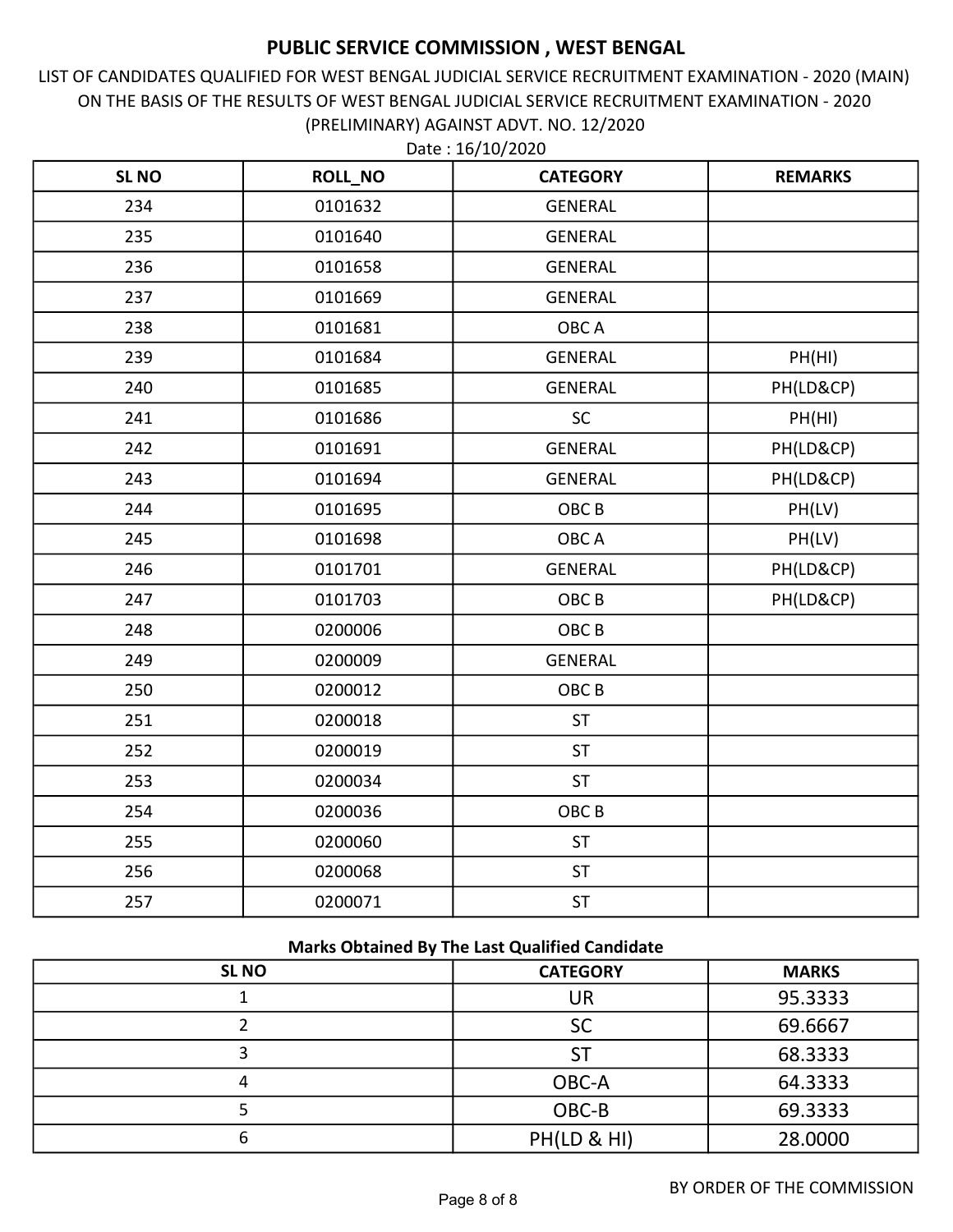# PUBLIC SERVICE COMMISSION , WEST BENGAL

LIST OF CANDIDATES QUALIFIED FOR WEST BENGAL JUDICIAL SERVICE RECRUITMENT EXAMINATION - 2020 (MAIN) ON THE BASIS OF THE RESULTS OF WEST BENGAL JUDICIAL SERVICE RECRUITMENT EXAMINATION - 2020 (PRELIMINARY) AGAINST ADVT. NO. 12/2020

Date : 16/10/2020

| SL NO | ROLL_NO | CATEGORY | REMARKS |
|---|---|---|---|
| 234 | 0101632 | GENERAL | |
| 235 | 0101640 | GENERAL | |
| 236 | 0101658 | GENERAL | |
| 237 | 0101669 | GENERAL | |
| 238 | 0101681 | OBC A | |
| 239 | 0101684 | GENERAL | PH(HI) |
| 240 | 0101685 | GENERAL | PH(LD&CP) |
| 241 | 0101686 | SC | PH(HI) |
| 242 | 0101691 | GENERAL | PH(LD&CP) |
| 243 | 0101694 | GENERAL | PH(LD&CP) |
| 244 | 0101695 | OBC B | PH(LV) |
| 245 | 0101698 | OBC A | PH(LV) |
| 246 | 0101701 | GENERAL | PH(LD&CP) |
| 247 | 0101703 | OBC B | PH(LD&CP) |
| 248 | 0200006 | OBC B | |
| 249 | 0200009 | GENERAL | |
| 250 | 0200012 | OBC B | |
| 251 | 0200018 | ST | |
| 252 | 0200019 | ST | |
| 253 | 0200034 | ST | |
| 254 | 0200036 | OBC B | |
| 255 | 0200060 | ST | |
| 256 | 0200068 | ST | |
| 257 | 0200071 | ST | |

**Marks Obtained By The Last Qualified Candidate**

| SL NO | CATEGORY | MARKS |
|---|---|---|
| 1 | UR | 95.3333 |
| 2 | SC | 69.6667 |
| 3 | ST | 68.3333 |
| 4 | OBC-A | 64.3333 |
| 5 | OBC-B | 69.3333 |
| 6 | PH(LD & HI) | 28.0000 |

BY ORDER OF THE COMMISSION